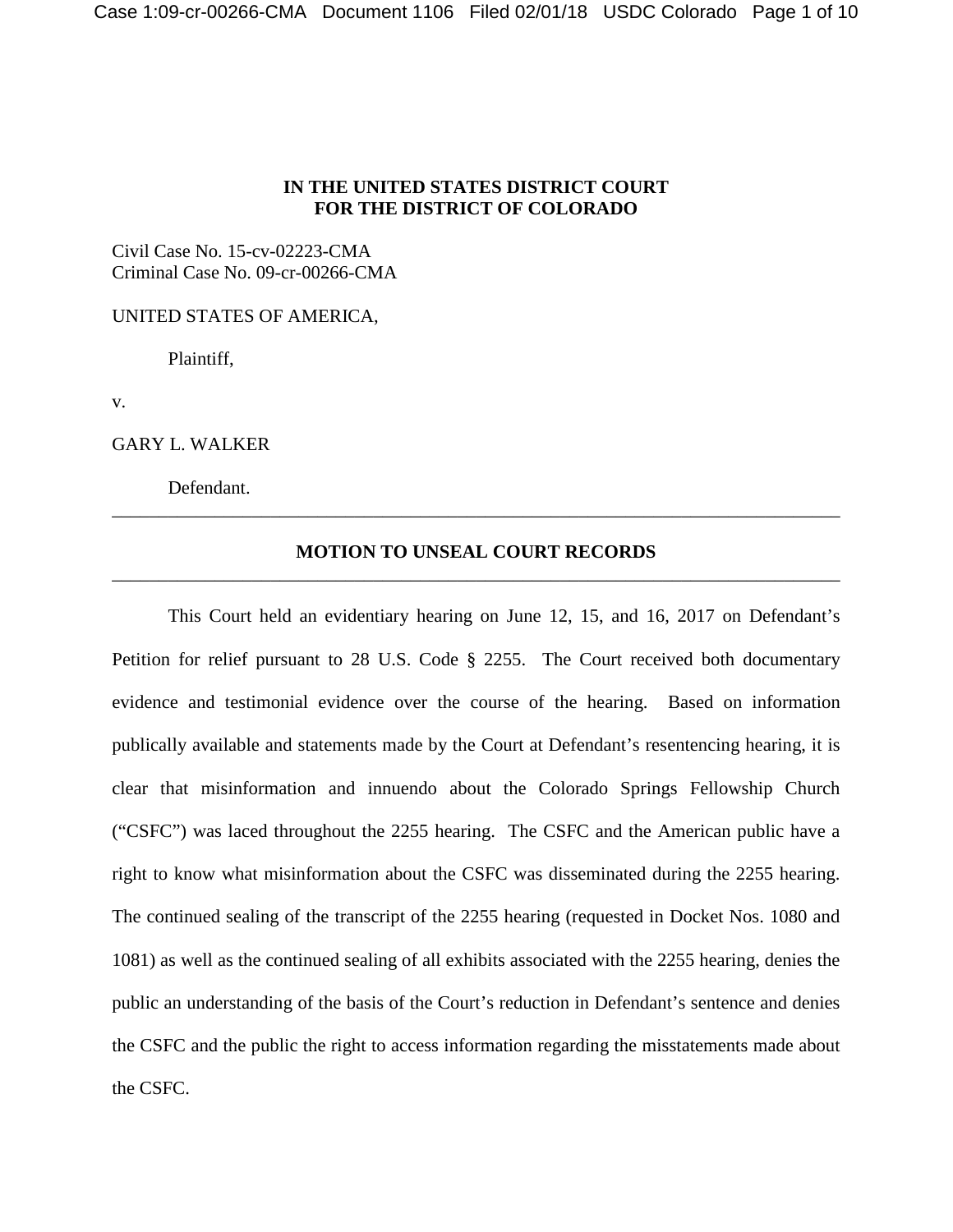**IN THE UNITED STATES DISTRICT COURT**
**FOR THE DISTRICT OF COLORADO**

Civil Case No. 15-cv-02223-CMA
Criminal Case No. 09-cr-00266-CMA

UNITED STATES OF AMERICA,

Plaintiff,

v.

GARY L. WALKER

Defendant.

---

**MOTION TO UNSEAL COURT RECORDS**

---

This Court held an evidentiary hearing on June 12, 15, and 16, 2017 on Defendant's Petition for relief pursuant to 28 U.S. Code § 2255. The Court received both documentary evidence and testimonial evidence over the course of the hearing. Based on information publically available and statements made by the Court at Defendant's resentencing hearing, it is clear that misinformation and innuendo about the Colorado Springs Fellowship Church ("CSFC") was laced throughout the 2255 hearing. The CSFC and the American public have a right to know what misinformation about the CSFC was disseminated during the 2255 hearing. The continued sealing of the transcript of the 2255 hearing (requested in Docket Nos. 1080 and 1081) as well as the continued sealing of all exhibits associated with the 2255 hearing, denies the public an understanding of the basis of the Court's reduction in Defendant's sentence and denies the CSFC and the public the right to access information regarding the misstatements made about the CSFC.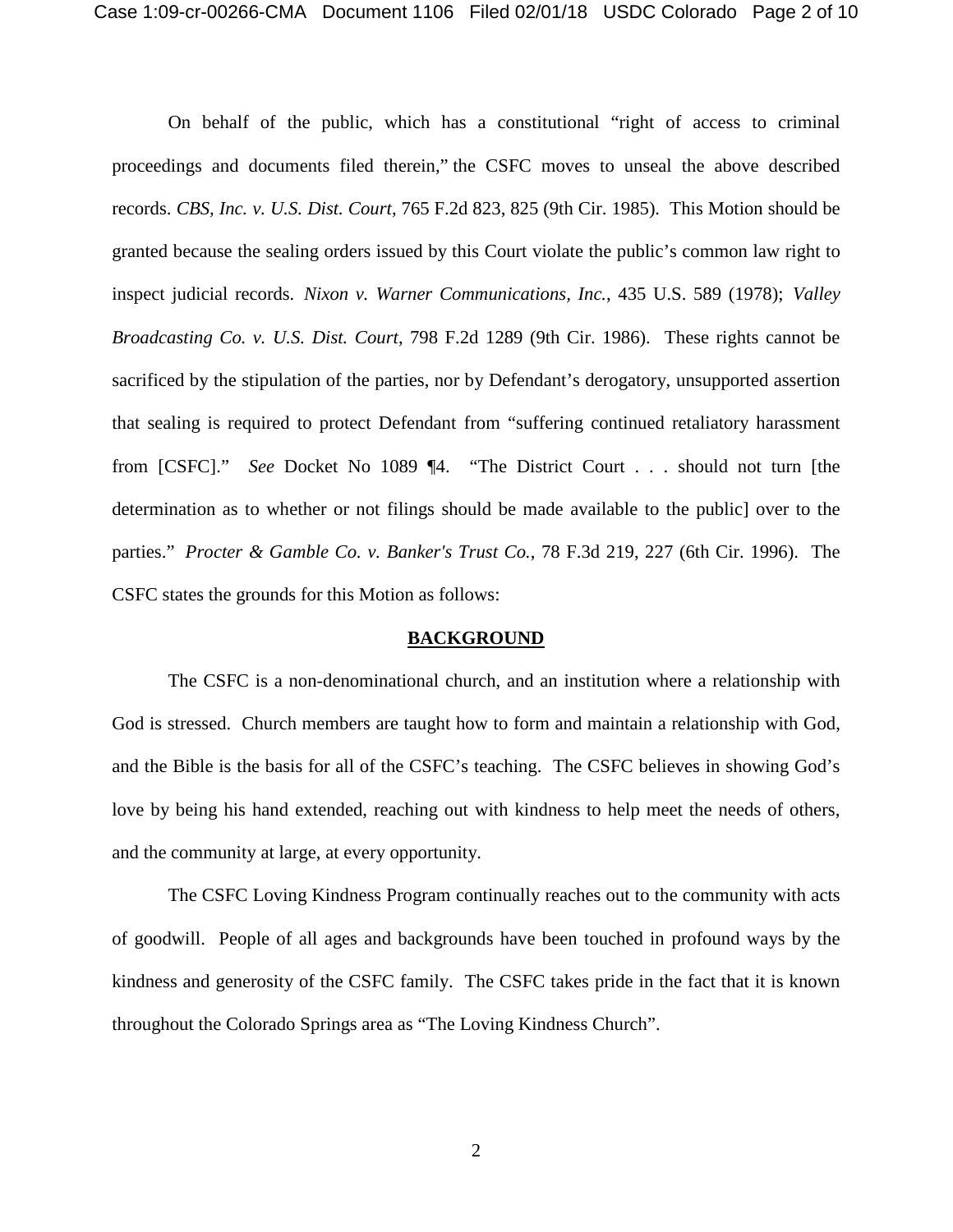On behalf of the public, which has a constitutional "right of access to criminal proceedings and documents filed therein," the CSFC moves to unseal the above described records. *CBS, Inc. v. U.S. Dist. Court*, 765 F.2d 823, 825 (9th Cir. 1985). This Motion should be granted because the sealing orders issued by this Court violate the public's common law right to inspect judicial records. *Nixon v. Warner Communications, Inc.*, 435 U.S. 589 (1978); *Valley Broadcasting Co. v. U.S. Dist. Court*, 798 F.2d 1289 (9th Cir. 1986). These rights cannot be sacrificed by the stipulation of the parties, nor by Defendant's derogatory, unsupported assertion that sealing is required to protect Defendant from "suffering continued retaliatory harassment from [CSFC]." *See* Docket No 1089 ¶4. "The District Court . . . should not turn [the determination as to whether or not filings should be made available to the public] over to the parties." *Procter & Gamble Co. v. Banker's Trust Co.*, 78 F.3d 219, 227 (6th Cir. 1996). The CSFC states the grounds for this Motion as follows:

## BACKGROUND

The CSFC is a non-denominational church, and an institution where a relationship with God is stressed. Church members are taught how to form and maintain a relationship with God, and the Bible is the basis for all of the CSFC's teaching. The CSFC believes in showing God's love by being his hand extended, reaching out with kindness to help meet the needs of others, and the community at large, at every opportunity.

The CSFC Loving Kindness Program continually reaches out to the community with acts of goodwill. People of all ages and backgrounds have been touched in profound ways by the kindness and generosity of the CSFC family. The CSFC takes pride in the fact that it is known throughout the Colorado Springs area as "The Loving Kindness Church".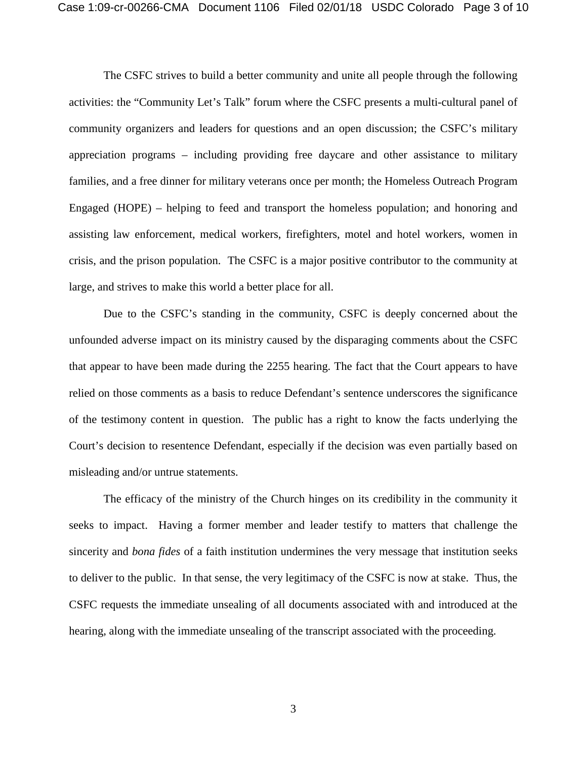The CSFC strives to build a better community and unite all people through the following activities: the "Community Let's Talk" forum where the CSFC presents a multi-cultural panel of community organizers and leaders for questions and an open discussion; the CSFC's military appreciation programs – including providing free daycare and other assistance to military families, and a free dinner for military veterans once per month; the Homeless Outreach Program Engaged (HOPE) – helping to feed and transport the homeless population; and honoring and assisting law enforcement, medical workers, firefighters, motel and hotel workers, women in crisis, and the prison population. The CSFC is a major positive contributor to the community at large, and strives to make this world a better place for all.

Due to the CSFC's standing in the community, CSFC is deeply concerned about the unfounded adverse impact on its ministry caused by the disparaging comments about the CSFC that appear to have been made during the 2255 hearing. The fact that the Court appears to have relied on those comments as a basis to reduce Defendant's sentence underscores the significance of the testimony content in question. The public has a right to know the facts underlying the Court's decision to resentence Defendant, especially if the decision was even partially based on misleading and/or untrue statements.

The efficacy of the ministry of the Church hinges on its credibility in the community it seeks to impact. Having a former member and leader testify to matters that challenge the sincerity and *bona fides* of a faith institution undermines the very message that institution seeks to deliver to the public. In that sense, the very legitimacy of the CSFC is now at stake. Thus, the CSFC requests the immediate unsealing of all documents associated with and introduced at the hearing, along with the immediate unsealing of the transcript associated with the proceeding.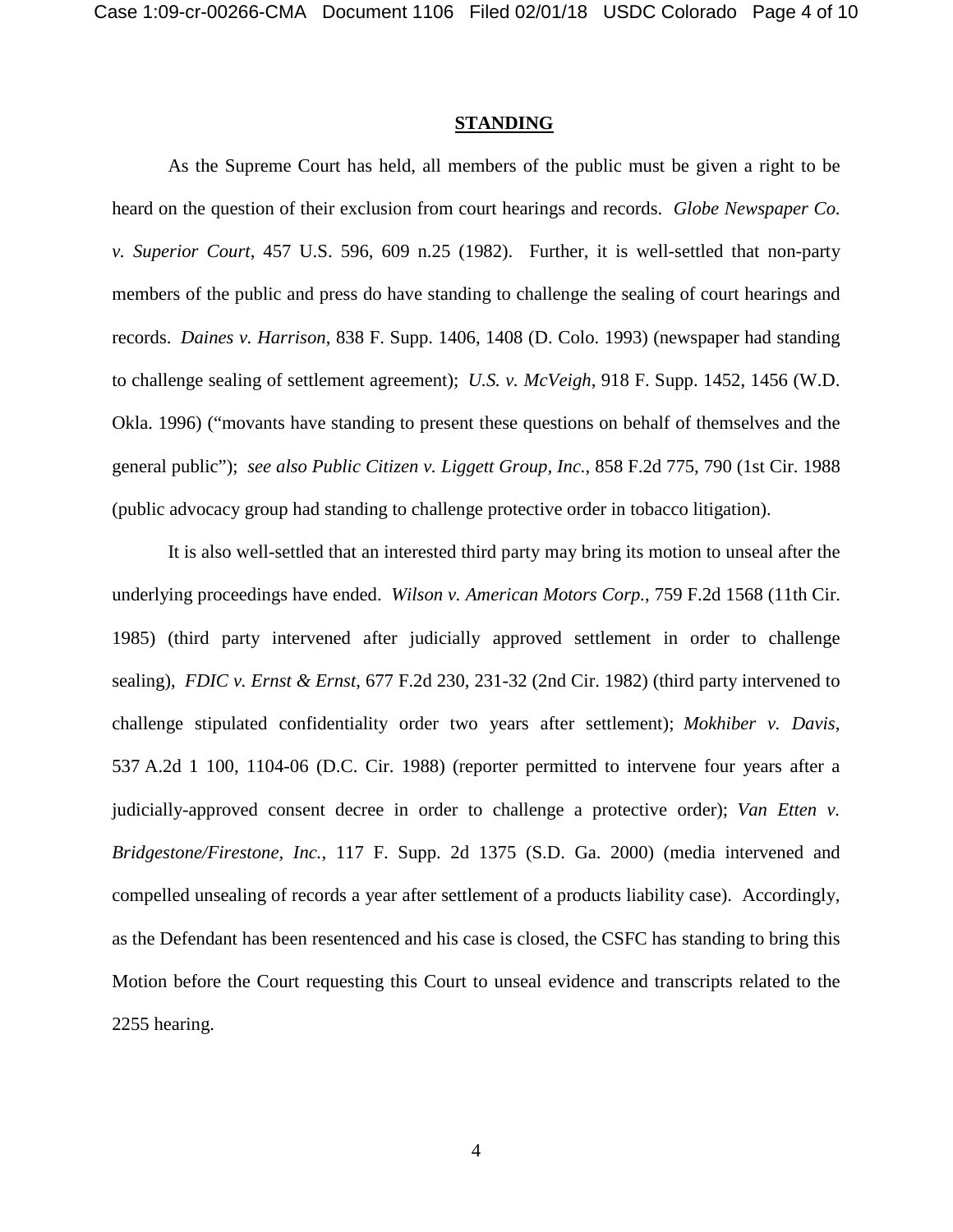## **STANDING**

As the Supreme Court has held, all members of the public must be given a right to be heard on the question of their exclusion from court hearings and records. *Globe Newspaper Co. v. Superior Court*, 457 U.S. 596, 609 n.25 (1982). Further, it is well-settled that non-party members of the public and press do have standing to challenge the sealing of court hearings and records. *Daines v. Harrison*, 838 F. Supp. 1406, 1408 (D. Colo. 1993) (newspaper had standing to challenge sealing of settlement agreement); *U.S. v. McVeigh*, 918 F. Supp. 1452, 1456 (W.D. Okla. 1996) ("movants have standing to present these questions on behalf of themselves and the general public"); *see also Public Citizen v. Liggett Group, Inc.*, 858 F.2d 775, 790 (1st Cir. 1988 (public advocacy group had standing to challenge protective order in tobacco litigation).

It is also well-settled that an interested third party may bring its motion to unseal after the underlying proceedings have ended. *Wilson v. American Motors Corp.*, 759 F.2d 1568 (11th Cir. 1985) (third party intervened after judicially approved settlement in order to challenge sealing), *FDIC v. Ernst & Ernst*, 677 F.2d 230, 231-32 (2nd Cir. 1982) (third party intervened to challenge stipulated confidentiality order two years after settlement); *Mokhiber v. Davis*, 537 A.2d 1 100, 1104-06 (D.C. Cir. 1988) (reporter permitted to intervene four years after a judicially-approved consent decree in order to challenge a protective order); *Van Etten v. Bridgestone/Firestone, Inc.*, 117 F. Supp. 2d 1375 (S.D. Ga. 2000) (media intervened and compelled unsealing of records a year after settlement of a products liability case). Accordingly, as the Defendant has been resentenced and his case is closed, the CSFC has standing to bring this Motion before the Court requesting this Court to unseal evidence and transcripts related to the 2255 hearing.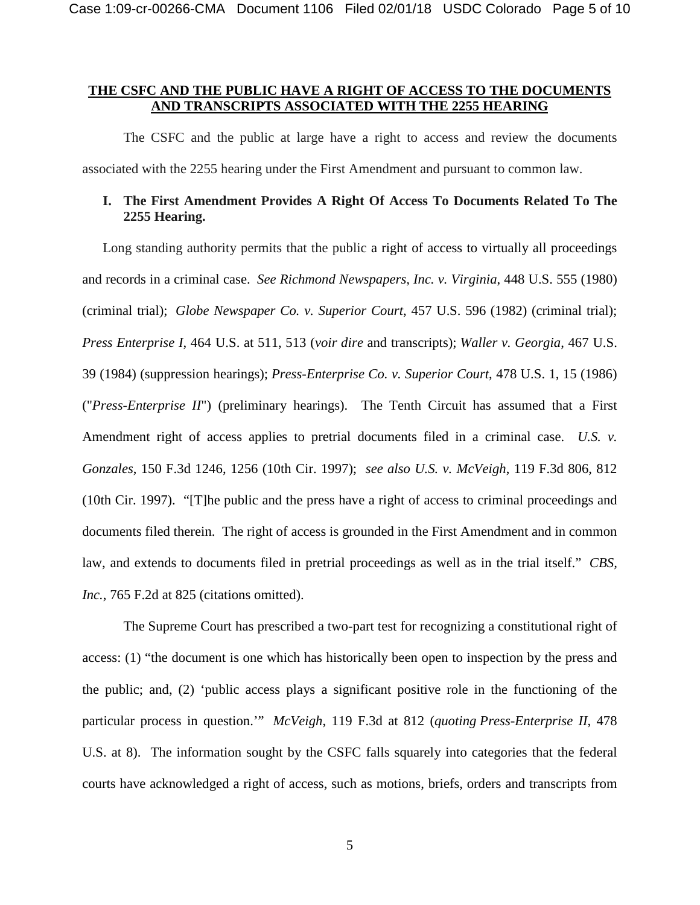**THE CSFC AND THE PUBLIC HAVE A RIGHT OF ACCESS TO THE DOCUMENTS AND TRANSCRIPTS ASSOCIATED WITH THE 2255 HEARING**

The CSFC and the public at large have a right to access and review the documents associated with the 2255 hearing under the First Amendment and pursuant to common law.

**I. The First Amendment Provides A Right Of Access To Documents Related To The 2255 Hearing.**

Long standing authority permits that the public a right of access to virtually all proceedings and records in a criminal case. *See Richmond Newspapers, Inc. v. Virginia*, 448 U.S. 555 (1980) (criminal trial); *Globe Newspaper Co. v. Superior Court*, 457 U.S. 596 (1982) (criminal trial); *Press Enterprise I*, 464 U.S. at 511, 513 (*voir dire* and transcripts); *Waller v. Georgia*, 467 U.S. 39 (1984) (suppression hearings); *Press-Enterprise Co. v. Superior Court*, 478 U.S. 1, 15 (1986) ("*Press-Enterprise II*") (preliminary hearings). The Tenth Circuit has assumed that a First Amendment right of access applies to pretrial documents filed in a criminal case. *U.S. v. Gonzales*, 150 F.3d 1246, 1256 (10th Cir. 1997); *see also U.S. v. McVeigh*, 119 F.3d 806, 812 (10th Cir. 1997). "[T]he public and the press have a right of access to criminal proceedings and documents filed therein. The right of access is grounded in the First Amendment and in common law, and extends to documents filed in pretrial proceedings as well as in the trial itself." *CBS, Inc.*, 765 F.2d at 825 (citations omitted).

The Supreme Court has prescribed a two-part test for recognizing a constitutional right of access: (1) "the document is one which has historically been open to inspection by the press and the public; and, (2) 'public access plays a significant positive role in the functioning of the particular process in question.'" *McVeigh*, 119 F.3d at 812 (*quoting Press-Enterprise II*, 478 U.S. at 8). The information sought by the CSFC falls squarely into categories that the federal courts have acknowledged a right of access, such as motions, briefs, orders and transcripts from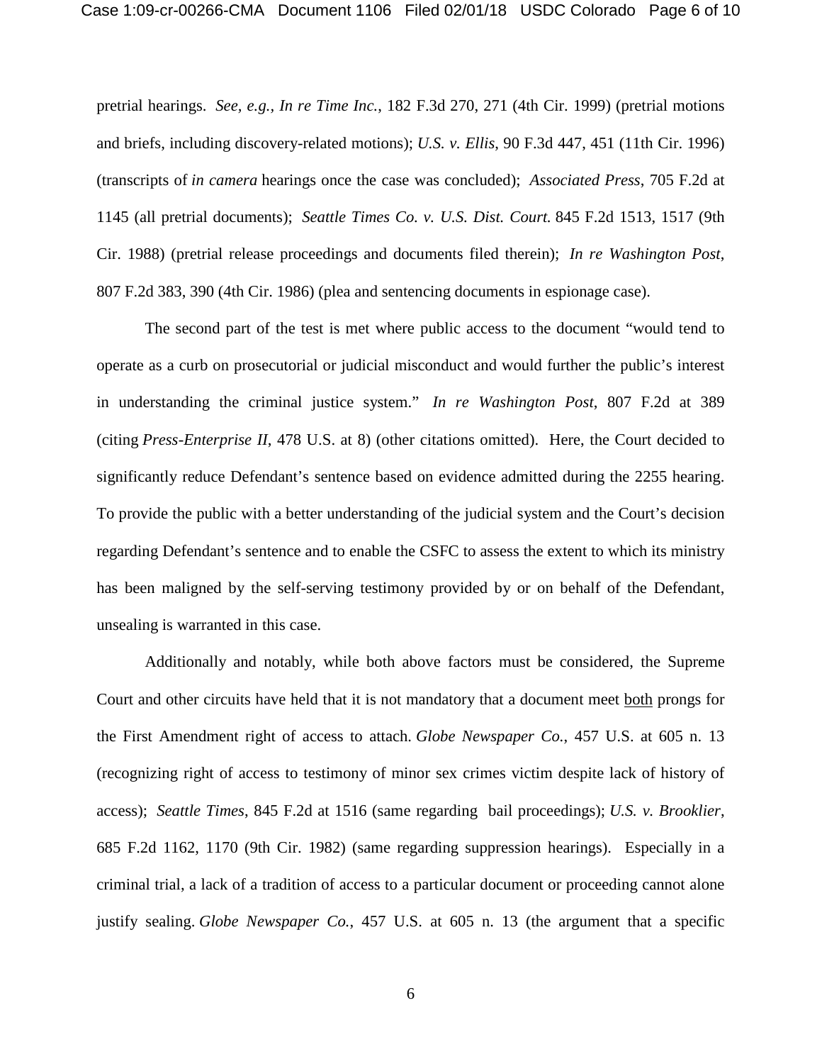pretrial hearings. *See, e.g.*, *In re Time Inc.*, 182 F.3d 270, 271 (4th Cir. 1999) (pretrial motions and briefs, including discovery-related motions); *U.S. v. Ellis*, 90 F.3d 447, 451 (11th Cir. 1996) (transcripts of *in camera* hearings once the case was concluded); *Associated Press*, 705 F.2d at 1145 (all pretrial documents); *Seattle Times Co. v. U.S. Dist. Court.* 845 F.2d 1513, 1517 (9th Cir. 1988) (pretrial release proceedings and documents filed therein); *In re Washington Post*, 807 F.2d 383, 390 (4th Cir. 1986) (plea and sentencing documents in espionage case).

The second part of the test is met where public access to the document "would tend to operate as a curb on prosecutorial or judicial misconduct and would further the public's interest in understanding the criminal justice system." *In re Washington Post*, 807 F.2d at 389 (citing *Press-Enterprise II*, 478 U.S. at 8) (other citations omitted). Here, the Court decided to significantly reduce Defendant's sentence based on evidence admitted during the 2255 hearing. To provide the public with a better understanding of the judicial system and the Court's decision regarding Defendant's sentence and to enable the CSFC to assess the extent to which its ministry has been maligned by the self-serving testimony provided by or on behalf of the Defendant, unsealing is warranted in this case.

Additionally and notably, while both above factors must be considered, the Supreme Court and other circuits have held that it is not mandatory that a document meet <u>both</u> prongs for the First Amendment right of access to attach. *Globe Newspaper Co.*, 457 U.S. at 605 n. 13 (recognizing right of access to testimony of minor sex crimes victim despite lack of history of access); *Seattle Times*, 845 F.2d at 1516 (same regarding bail proceedings); *U.S. v. Brooklier*, 685 F.2d 1162, 1170 (9th Cir. 1982) (same regarding suppression hearings). Especially in a criminal trial, a lack of a tradition of access to a particular document or proceeding cannot alone justify sealing. *Globe Newspaper Co.*, 457 U.S. at 605 n. 13 (the argument that a specific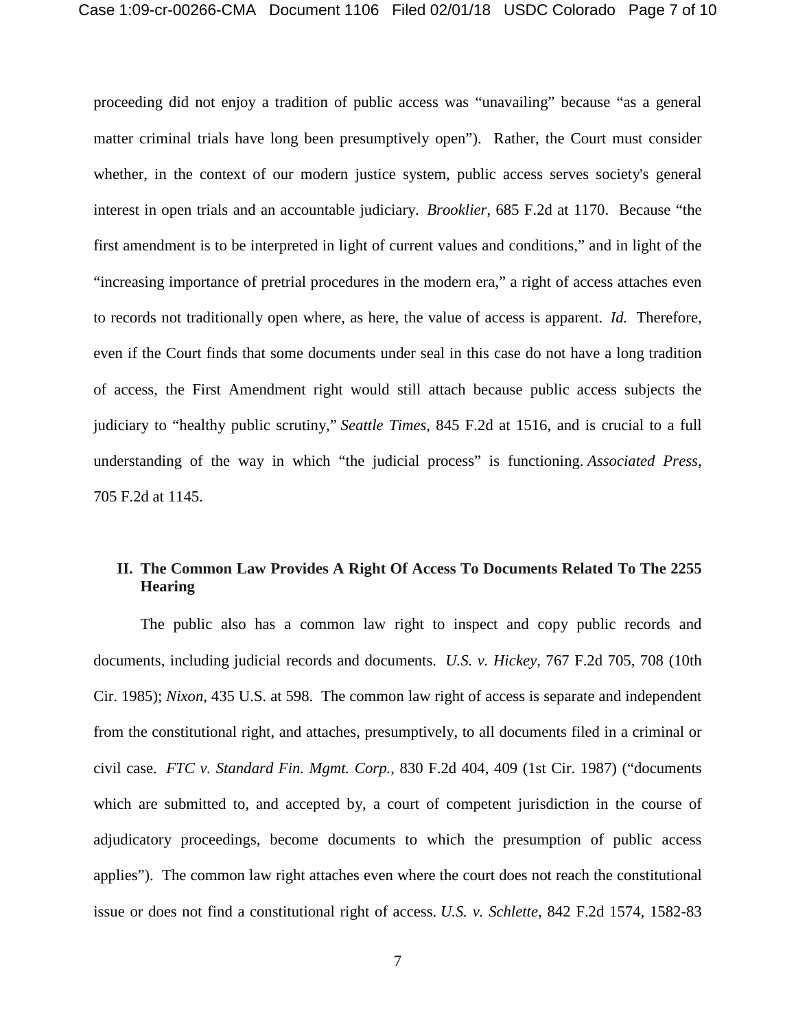proceeding did not enjoy a tradition of public access was "unavailing" because "as a general matter criminal trials have long been presumptively open"). Rather, the Court must consider whether, in the context of our modern justice system, public access serves society's general interest in open trials and an accountable judiciary. *Brooklier*, 685 F.2d at 1170. Because "the first amendment is to be interpreted in light of current values and conditions," and in light of the "increasing importance of pretrial procedures in the modern era," a right of access attaches even to records not traditionally open where, as here, the value of access is apparent. *Id.* Therefore, even if the Court finds that some documents under seal in this case do not have a long tradition of access, the First Amendment right would still attach because public access subjects the judiciary to "healthy public scrutiny," *Seattle Times*, 845 F.2d at 1516, and is crucial to a full understanding of the way in which "the judicial process" is functioning. *Associated Press*, 705 F.2d at 1145.

## II. The Common Law Provides A Right Of Access To Documents Related To The 2255 Hearing

The public also has a common law right to inspect and copy public records and documents, including judicial records and documents. *U.S. v. Hickey*, 767 F.2d 705, 708 (10th Cir. 1985); *Nixon*, 435 U.S. at 598. The common law right of access is separate and independent from the constitutional right, and attaches, presumptively, to all documents filed in a criminal or civil case. *FTC v. Standard Fin. Mgmt. Corp.*, 830 F.2d 404, 409 (1st Cir. 1987) ("documents which are submitted to, and accepted by, a court of competent jurisdiction in the course of adjudicatory proceedings, become documents to which the presumption of public access applies"). The common law right attaches even where the court does not reach the constitutional issue or does not find a constitutional right of access. *U.S. v. Schlette*, 842 F.2d 1574, 1582-83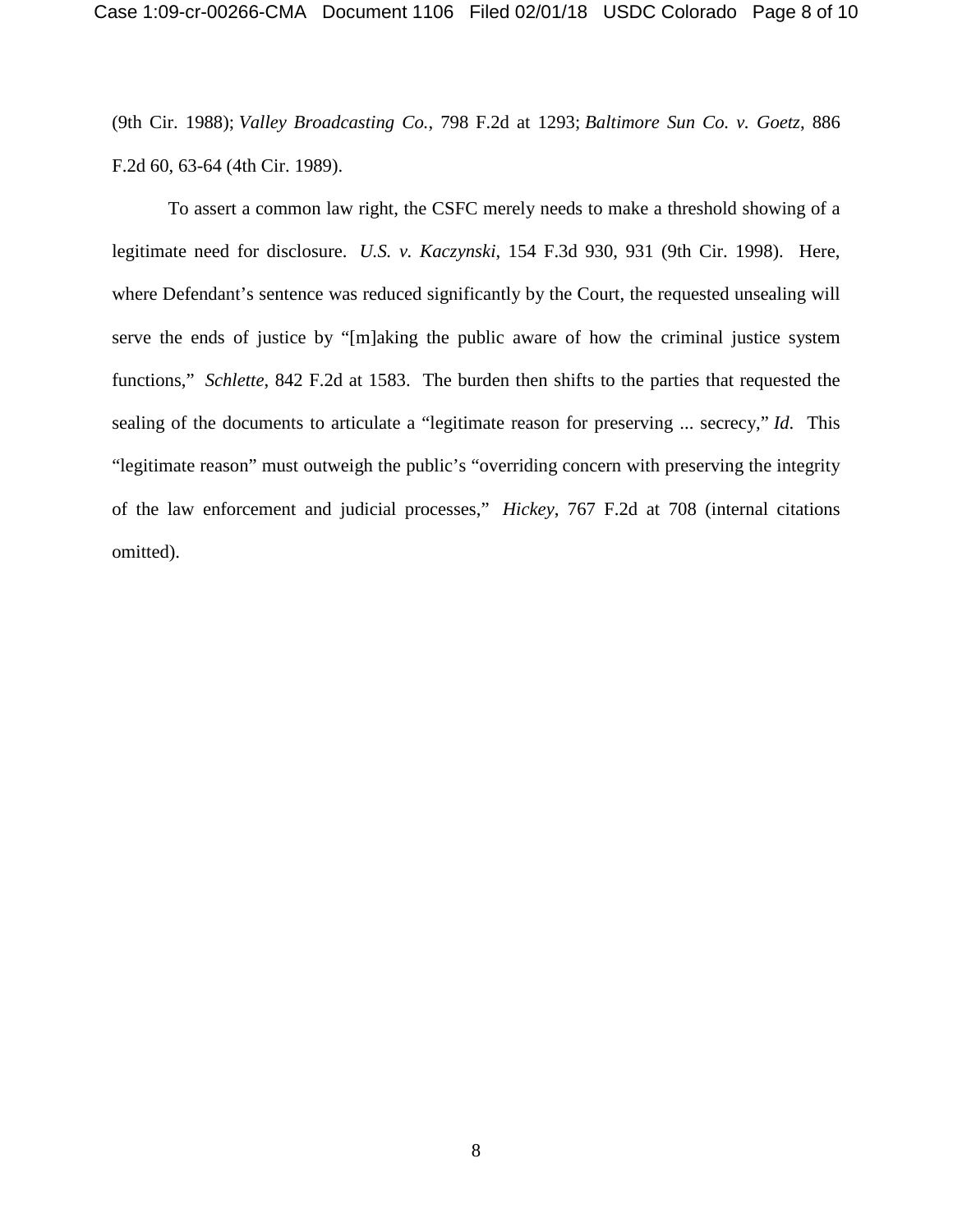(9th Cir. 1988); *Valley Broadcasting Co.*, 798 F.2d at 1293; *Baltimore Sun Co. v. Goetz*, 886 F.2d 60, 63-64 (4th Cir. 1989).

To assert a common law right, the CSFC merely needs to make a threshold showing of a legitimate need for disclosure. *U.S. v. Kaczynski*, 154 F.3d 930, 931 (9th Cir. 1998). Here, where Defendant's sentence was reduced significantly by the Court, the requested unsealing will serve the ends of justice by "[m]aking the public aware of how the criminal justice system functions," *Schlette*, 842 F.2d at 1583. The burden then shifts to the parties that requested the sealing of the documents to articulate a "legitimate reason for preserving ... secrecy," *Id*. This "legitimate reason" must outweigh the public's "overriding concern with preserving the integrity of the law enforcement and judicial processes," *Hickey*, 767 F.2d at 708 (internal citations omitted).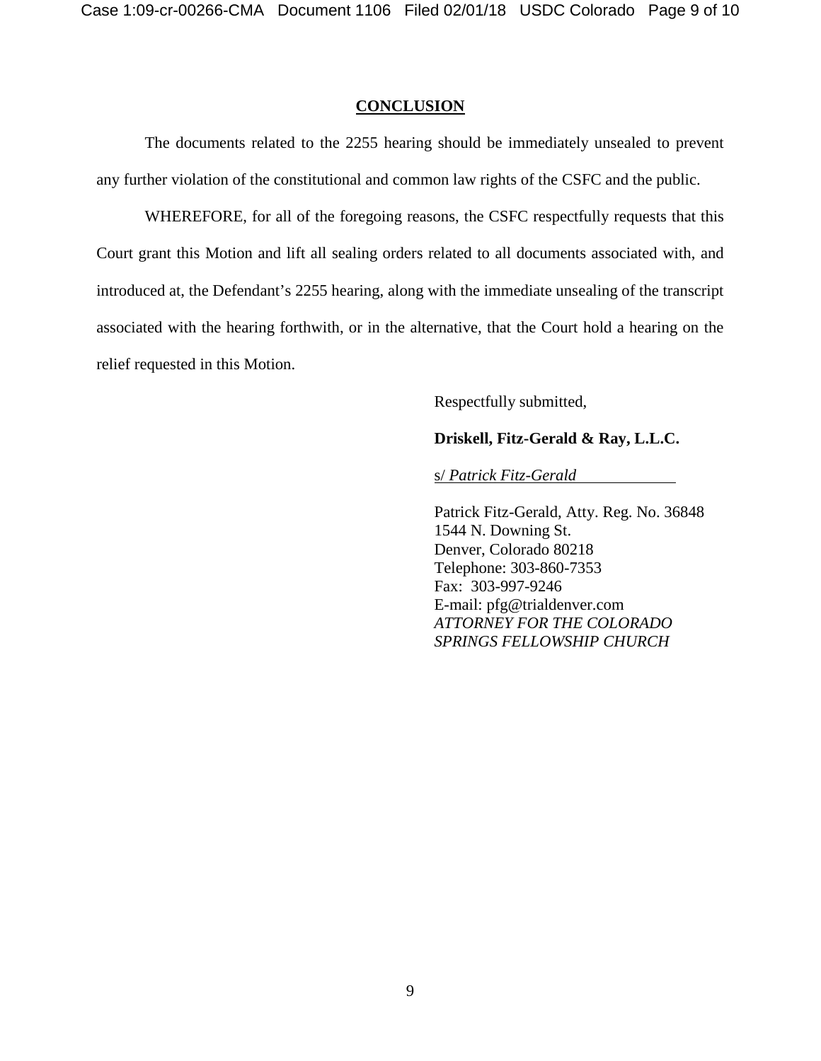## CONCLUSION

The documents related to the 2255 hearing should be immediately unsealed to prevent any further violation of the constitutional and common law rights of the CSFC and the public.

WHEREFORE, for all of the foregoing reasons, the CSFC respectfully requests that this Court grant this Motion and lift all sealing orders related to all documents associated with, and introduced at, the Defendant's 2255 hearing, along with the immediate unsealing of the transcript associated with the hearing forthwith, or in the alternative, that the Court hold a hearing on the relief requested in this Motion.

Respectfully submitted,

**Driskell, Fitz-Gerald & Ray, L.L.C.**

s/ *Patrick Fitz-Gerald*

Patrick Fitz-Gerald, Atty. Reg. No. 36848
1544 N. Downing St.
Denver, Colorado 80218
Telephone: 303-860-7353
Fax: 303-997-9246
E-mail: pfg@trialdenver.com
*ATTORNEY FOR THE COLORADO SPRINGS FELLOWSHIP CHURCH*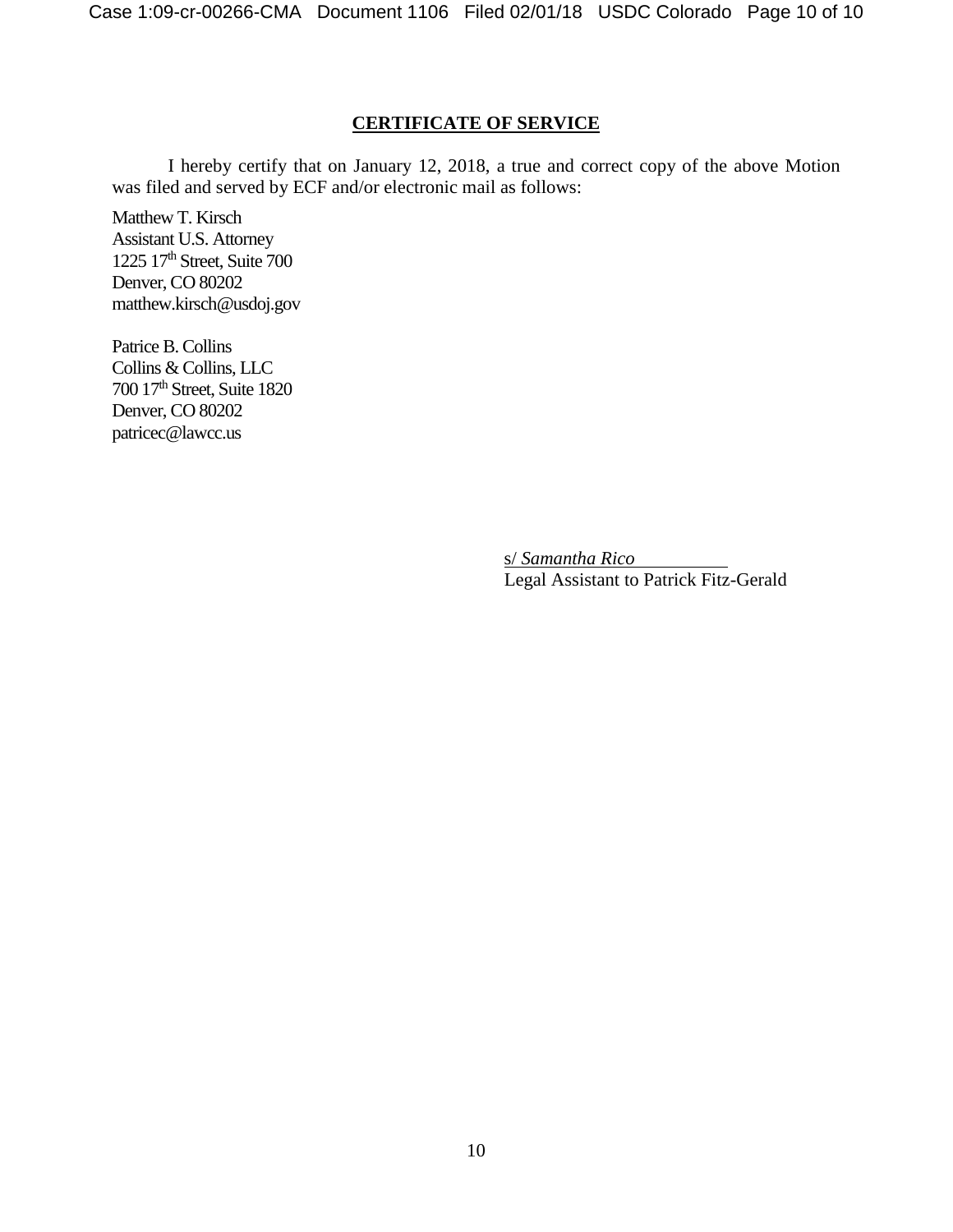**CERTIFICATE OF SERVICE**

I hereby certify that on January 12, 2018, a true and correct copy of the above Motion was filed and served by ECF and/or electronic mail as follows:

Matthew T. Kirsch
Assistant U.S. Attorney
1225 17th Street, Suite 700
Denver, CO 80202
matthew.kirsch@usdoj.gov

Patrice B. Collins
Collins & Collins, LLC
700 17th Street, Suite 1820
Denver, CO 80202
patricec@lawcc.us

s/ *Samantha Rico*
Legal Assistant to Patrick Fitz-Gerald